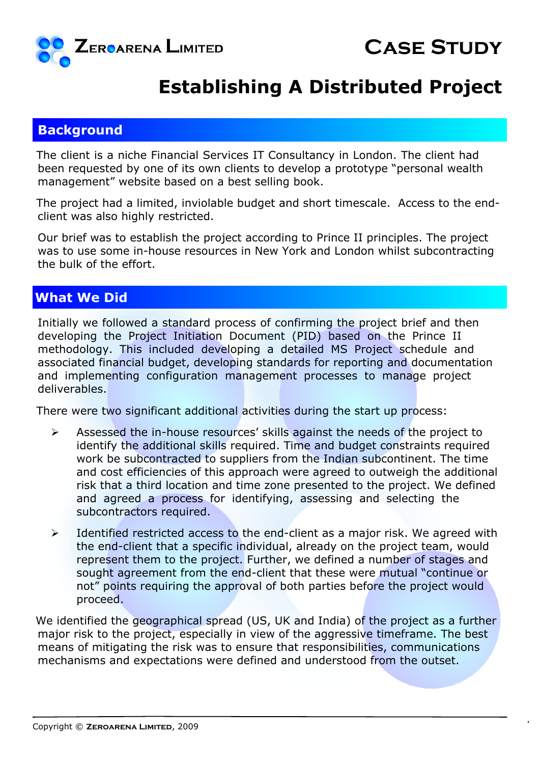ZEROARENA LIMITED

# CASE STUDY

# Establishing A Distributed Project

## Background

The client is a niche Financial Services IT Consultancy in London. The client had been requested by one of its own clients to develop a prototype "personal wealth management" website based on a best selling book.

The project had a limited, inviolable budget and short timescale. Access to the end-client was also highly restricted.

Our brief was to establish the project according to Prince II principles. The project was to use some in-house resources in New York and London whilst subcontracting the bulk of the effort.

## What We Did

Initially we followed a standard process of confirming the project brief and then developing the Project Initiation Document (PID) based on the Prince II methodology. This included developing a detailed MS Project schedule and associated financial budget, developing standards for reporting and documentation and implementing configuration management processes to manage project deliverables.

There were two significant additional activities during the start up process:

- Assessed the in-house resources' skills against the needs of the project to identify the additional skills required. Time and budget constraints required work be subcontracted to suppliers from the Indian subcontinent. The time and cost efficiencies of this approach were agreed to outweigh the additional risk that a third location and time zone presented to the project. We defined and agreed a process for identifying, assessing and selecting the subcontractors required.
- Identified restricted access to the end-client as a major risk. We agreed with the end-client that a specific individual, already on the project team, would represent them to the project. Further, we defined a number of stages and sought agreement from the end-client that these were mutual "continue or not" points requiring the approval of both parties before the project would proceed.

We identified the geographical spread (US, UK and India) of the project as a further major risk to the project, especially in view of the aggressive timeframe. The best means of mitigating the risk was to ensure that responsibilities, communications mechanisms and expectations were defined and understood from the outset.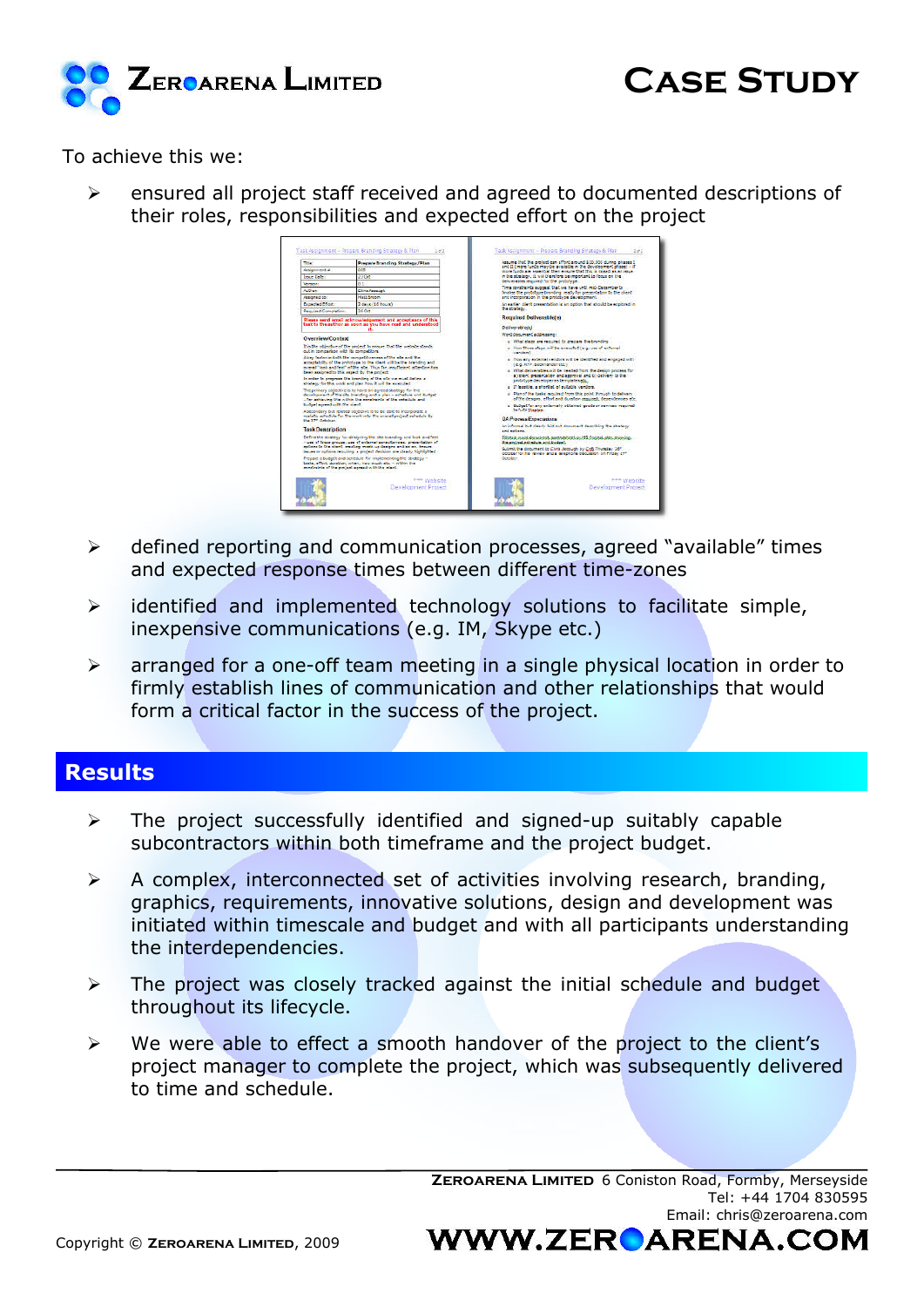To achieve this we:

- ensured all project staff received and agreed to documented descriptions of their roles, responsibilities and expected effort on the project
- defined reporting and communication processes, agreed "available" times and expected response times between different time-zones
- identified and implemented technology solutions to facilitate simple, inexpensive communications (e.g. IM, Skype etc.)
- arranged for a one-off team meeting in a single physical location in order to firmly establish lines of communication and other relationships that would form a critical factor in the success of the project.

## Results

- The project successfully identified and signed-up suitably capable subcontractors within both timeframe and the project budget.
- A complex, interconnected set of activities involving research, branding, graphics, requirements, innovative solutions, design and development was initiated within timescale and budget and with all participants understanding the interdependencies.
- The project was closely tracked against the initial schedule and budget throughout its lifecycle.
- We were able to effect a smooth handover of the project to the client's project manager to complete the project, which was subsequently delivered to time and schedule.

**ZEROARENA LIMITED** 6 Coniston Road, Formby, Merseyside
Tel: +44 1704 830595
Email: chris@zeroarena.com

Copyright © **ZEROARENA LIMITED**, 2009

**WWW.ZEROARENA.COM**